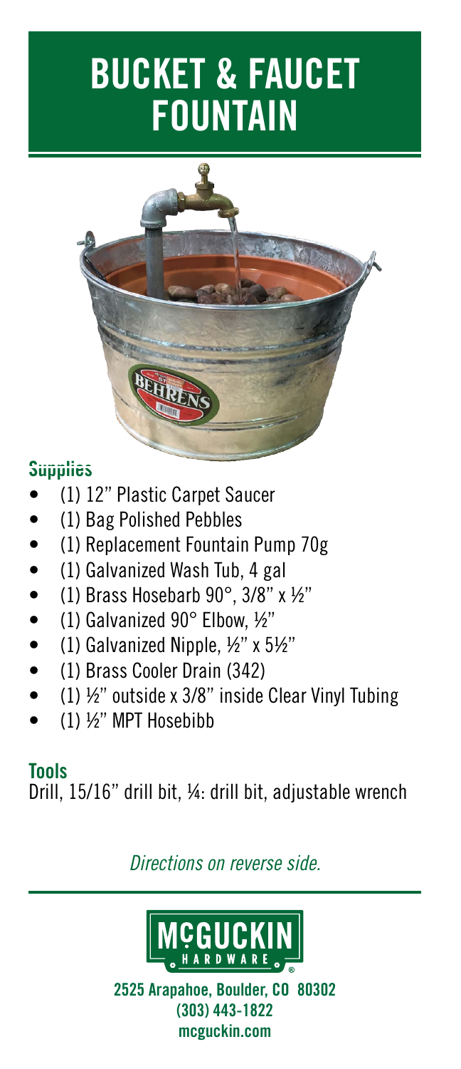# BUCKET & FAUCET FOUNTAIN

## Supplies

- (1) 12" Plastic Carpet Saucer
- (1) Bag Polished Pebbles
- (1) Replacement Fountain Pump 70g
- (1) Galvanized Wash Tub, 4 gal
- (1) Brass Hosebarb 90°, 3/8" x ½"
- (1) Galvanized 90° Elbow, ½"
- (1) Galvanized Nipple, ½" x 5½"
- (1) Brass Cooler Drain (342)
- (1) ½" outside x 3/8" inside Clear Vinyl Tubing
- (1) ½" MPT Hosebibb

## Tools

Drill, 15/16" drill bit, ¼: drill bit, adjustable wrench

*Directions on reverse side.*

**MCGUCKIN HARDWARE**

**2525 Arapahoe, Boulder, CO 80302**
**(303) 443-1822**
**mcguckin.com**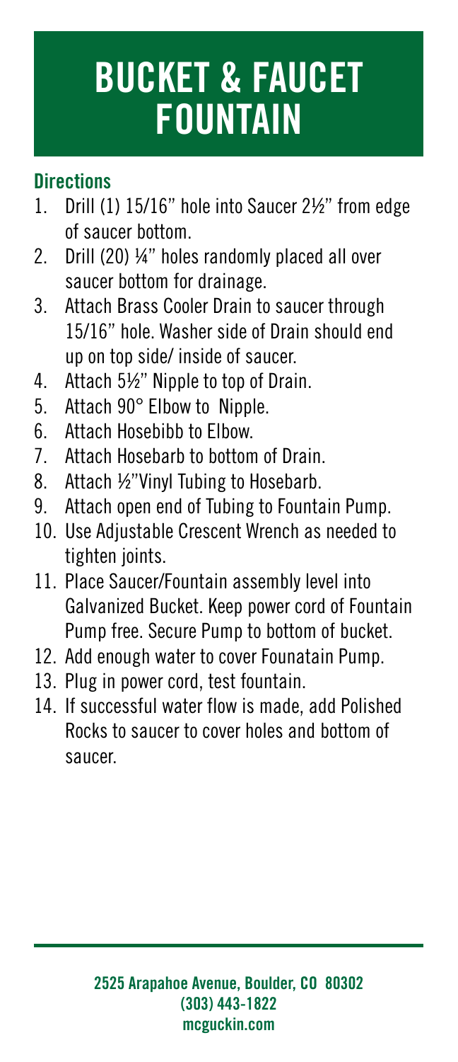# BUCKET & FAUCET FOUNTAIN

### Directions

1. Drill (1) 15/16" hole into Saucer 2½" from edge of saucer bottom.
2. Drill (20) ¼" holes randomly placed all over saucer bottom for drainage.
3. Attach Brass Cooler Drain to saucer through 15/16" hole. Washer side of Drain should end up on top side/ inside of saucer.
4. Attach 5½" Nipple to top of Drain.
5. Attach 90° Elbow to Nipple.
6. Attach Hosebibb to Elbow.
7. Attach Hosebarb to bottom of Drain.
8. Attach ½"Vinyl Tubing to Hosebarb.
9. Attach open end of Tubing to Fountain Pump.
10. Use Adjustable Crescent Wrench as needed to tighten joints.
11. Place Saucer/Fountain assembly level into Galvanized Bucket. Keep power cord of Fountain Pump free. Secure Pump to bottom of bucket.
12. Add enough water to cover Founatain Pump.
13. Plug in power cord, test fountain.
14. If successful water flow is made, add Polished Rocks to saucer to cover holes and bottom of saucer.

**2525 Arapahoe Avenue, Boulder, CO 80302**
**(303) 443-1822**
**mcguckin.com**